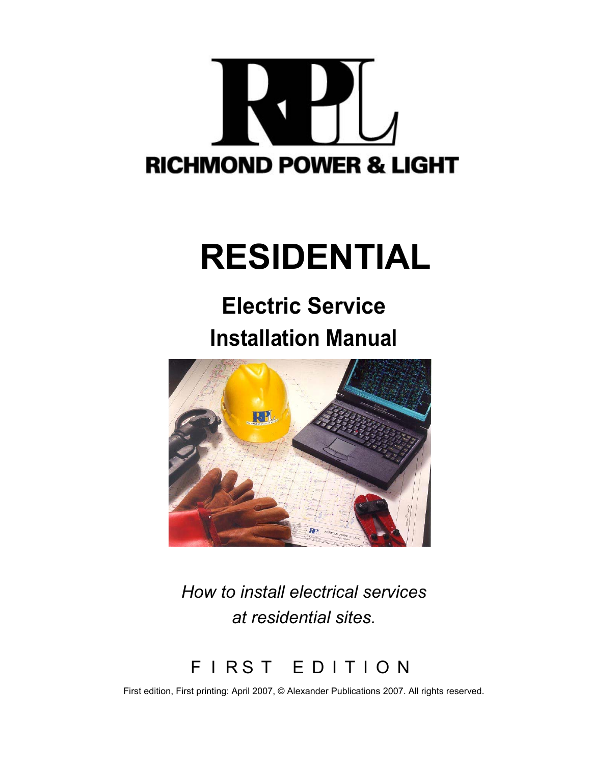RICHMOND POWER & LIGHT

# RESIDENTIAL

## Electric Service Installation Manual

*How to install electrical services at residential sites.*

FIRST EDITION

First edition, First printing: April 2007, © Alexander Publications 2007. All rights reserved.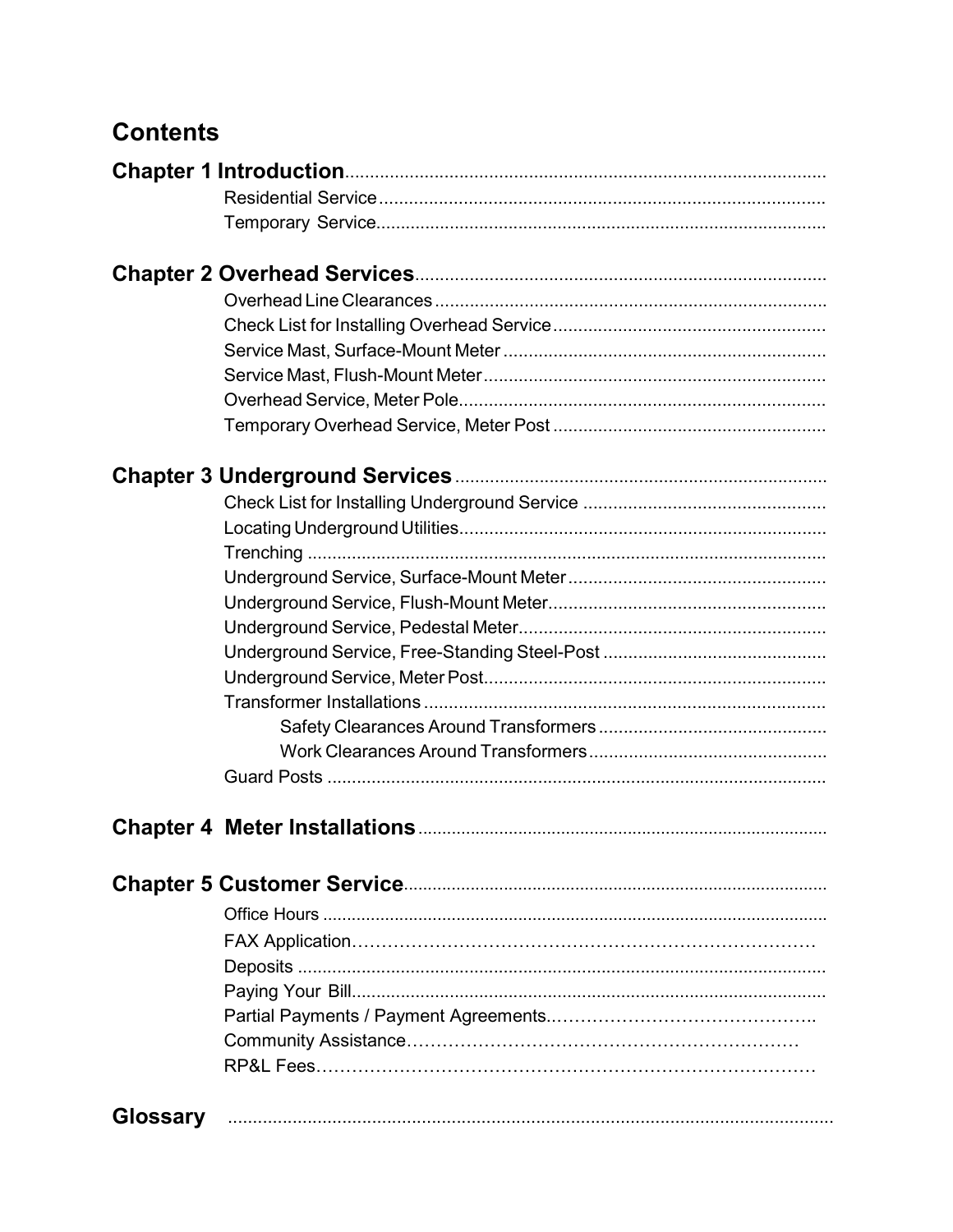# Contents

**Chapter 1 Introduction**

- Residential Service
- Temporary Service

**Chapter 2 Overhead Services**

- Overhead Line Clearances
- Check List for Installing Overhead Service
- Service Mast, Surface-Mount Meter
- Service Mast, Flush-Mount Meter
- Overhead Service, Meter Pole
- Temporary Overhead Service, Meter Post

**Chapter 3 Underground Services**

- Check List for Installing Underground Service
- Locating Underground Utilities
- Trenching
- Underground Service, Surface-Mount Meter
- Underground Service, Flush-Mount Meter
- Underground Service, Pedestal Meter
- Underground Service, Free-Standing Steel-Post
- Underground Service, Meter Post
- Transformer Installations
  - Safety Clearances Around Transformers
  - Work Clearances Around Transformers
- Guard Posts

**Chapter 4 Meter Installations**

**Chapter 5 Customer Service**

- Office Hours
- FAX Application
- Deposits
- Paying Your Bill
- Partial Payments / Payment Agreements
- Community Assistance
- RP&L Fees

**Glossary**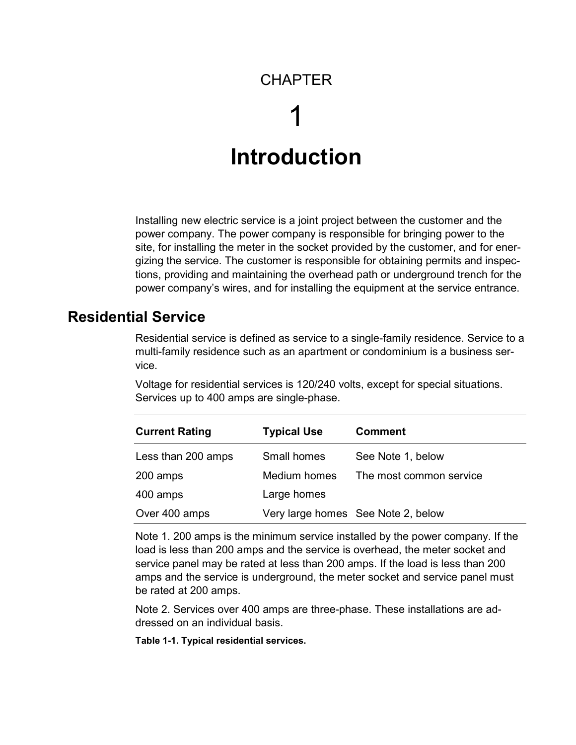# CHAPTER 1

# Introduction

Installing new electric service is a joint project between the customer and the power company. The power company is responsible for bringing power to the site, for installing the meter in the socket provided by the customer, and for energizing the service. The customer is responsible for obtaining permits and inspections, providing and maintaining the overhead path or underground trench for the power company's wires, and for installing the equipment at the service entrance.

## Residential Service

Residential service is defined as service to a single-family residence. Service to a multi-family residence such as an apartment or condominium is a business service.

Voltage for residential services is 120/240 volts, except for special situations. Services up to 400 amps are single-phase.

| Current Rating | Typical Use | Comment |
|---|---|---|
| Less than 200 amps | Small homes | See Note 1, below |
| 200 amps | Medium homes | The most common service |
| 400 amps | Large homes | |
| Over 400 amps | Very large homes | See Note 2, below |

Note 1. 200 amps is the minimum service installed by the power company. If the load is less than 200 amps and the service is overhead, the meter socket and service panel may be rated at less than 200 amps. If the load is less than 200 amps and the service is underground, the meter socket and service panel must be rated at 200 amps.

Note 2. Services over 400 amps are three-phase. These installations are addressed on an individual basis.

**Table 1-1. Typical residential services.**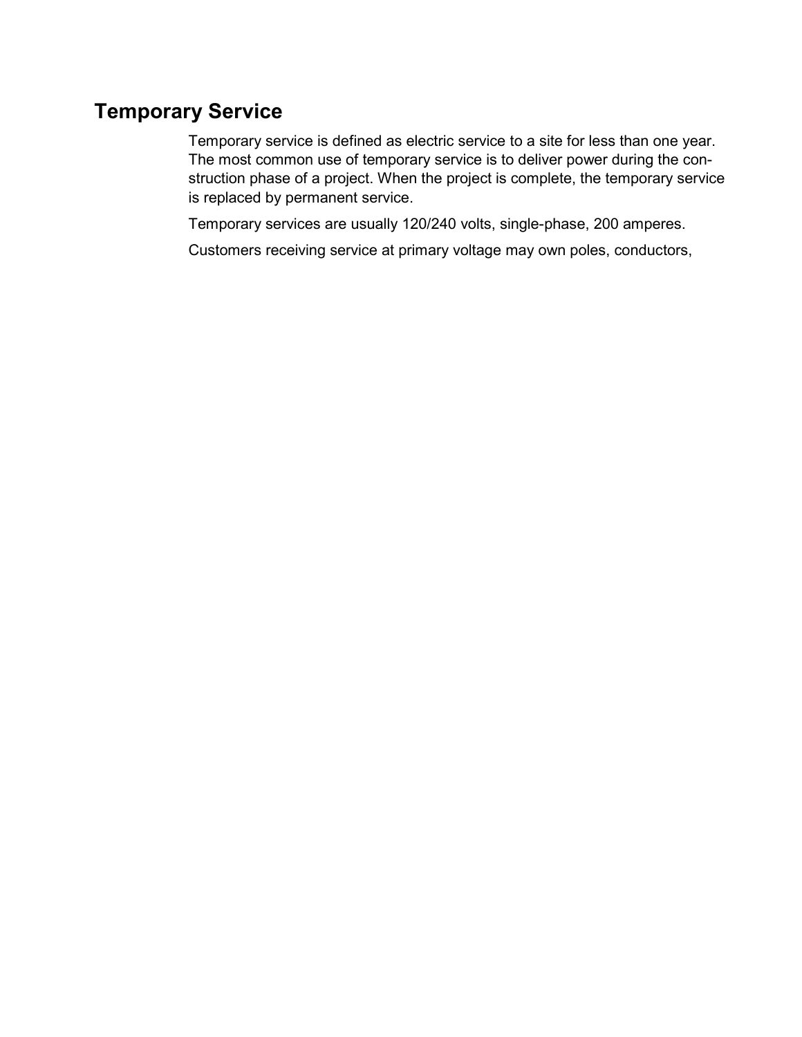## Temporary Service

Temporary service is defined as electric service to a site for less than one year. The most common use of temporary service is to deliver power during the construction phase of a project. When the project is complete, the temporary service is replaced by permanent service.

Temporary services are usually 120/240 volts, single-phase, 200 amperes.

Customers receiving service at primary voltage may own poles, conductors,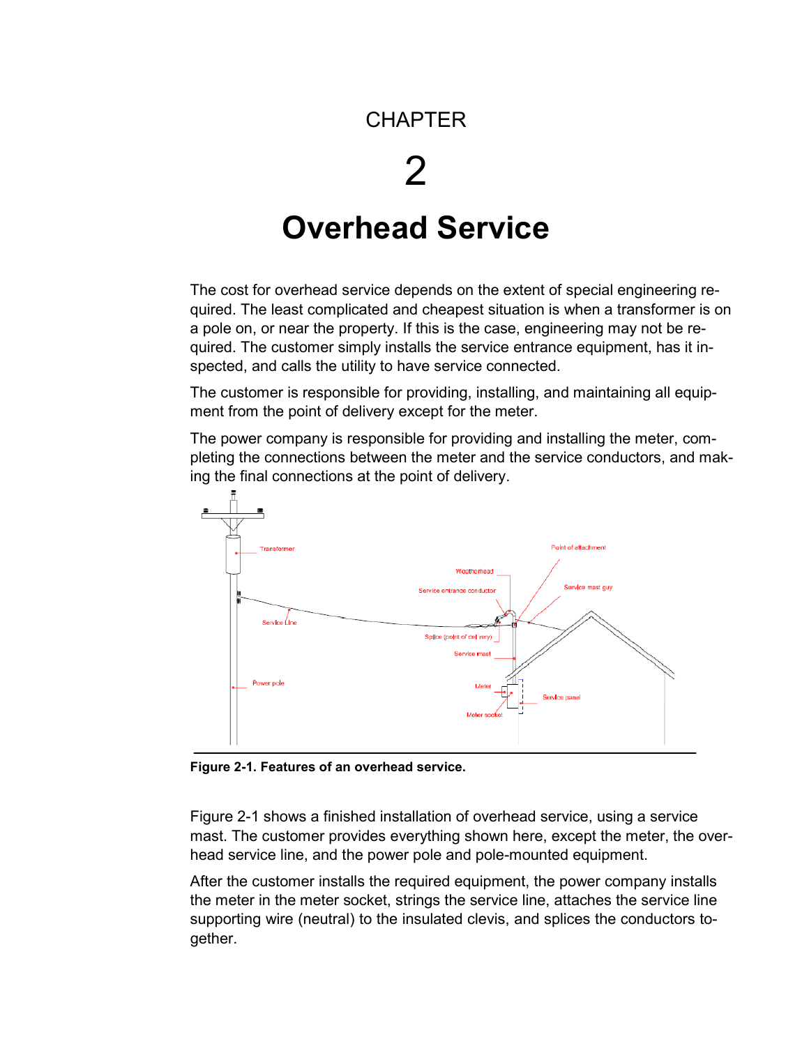CHAPTER

2

# Overhead Service

The cost for overhead service depends on the extent of special engineering required. The least complicated and cheapest situation is when a transformer is on a pole on, or near the property. If this is the case, engineering may not be required. The customer simply installs the service entrance equipment, has it inspected, and calls the utility to have service connected.

The customer is responsible for providing, installing, and maintaining all equipment from the point of delivery except for the meter.

The power company is responsible for providing and installing the meter, completing the connections between the meter and the service conductors, and making the final connections at the point of delivery.

**Figure 2-1. Features of an overhead service.**

Figure 2-1 shows a finished installation of overhead service, using a service mast. The customer provides everything shown here, except the meter, the overhead service line, and the power pole and pole-mounted equipment.

After the customer installs the required equipment, the power company installs the meter in the meter socket, strings the service line, attaches the service line supporting wire (neutral) to the insulated clevis, and splices the conductors together.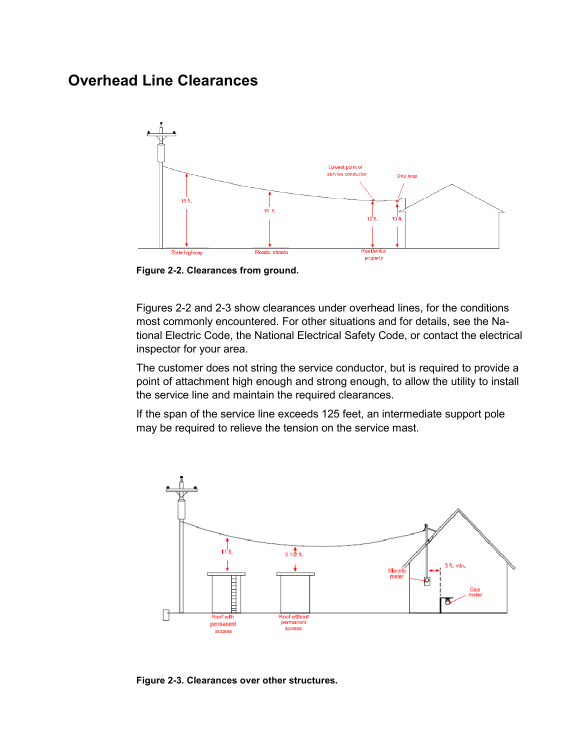# Overhead Line Clearances

Figure 2-2. Clearances from ground.

Figures 2-2 and 2-3 show clearances under overhead lines, for the conditions most commonly encountered. For other situations and for details, see the National Electric Code, the National Electrical Safety Code, or contact the electrical inspector for your area.

The customer does not string the service conductor, but is required to provide a point of attachment high enough and strong enough, to allow the utility to install the service line and maintain the required clearances.

If the span of the service line exceeds 125 feet, an intermediate support pole may be required to relieve the tension on the service mast.

Figure 2-3. Clearances over other structures.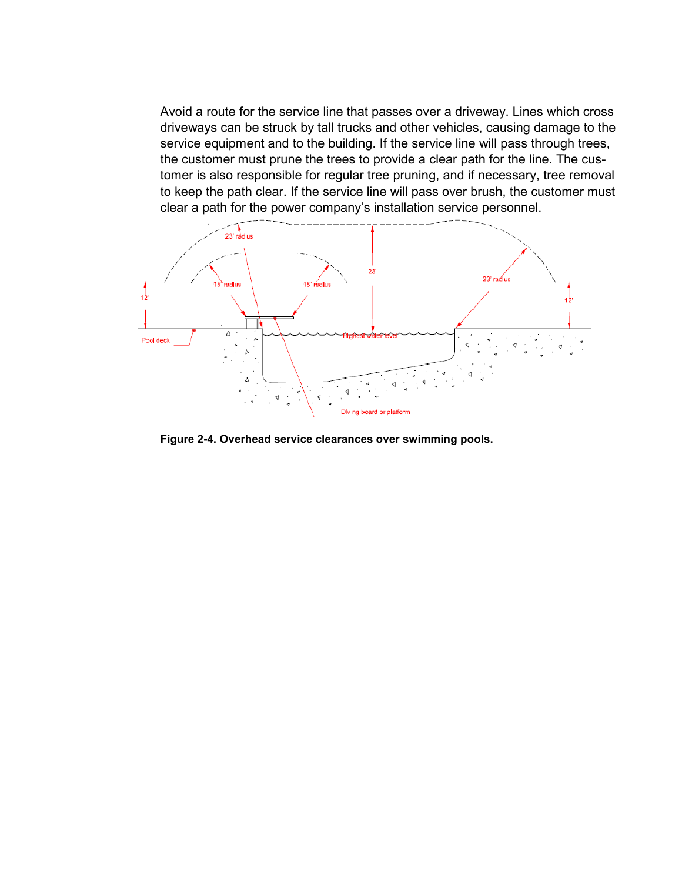Avoid a route for the service line that passes over a driveway. Lines which cross driveways can be struck by tall trucks and other vehicles, causing damage to the service equipment and to the building. If the service line will pass through trees, the customer must prune the trees to provide a clear path for the line. The customer is also responsible for regular tree pruning, and if necessary, tree removal to keep the path clear. If the service line will pass over brush, the customer must clear a path for the power company's installation service personnel.

**Figure 2-4. Overhead service clearances over swimming pools.**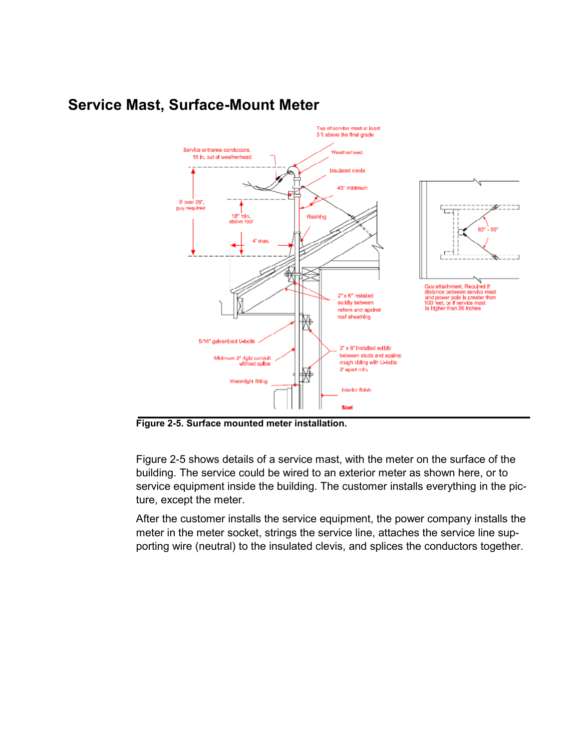## Service Mast, Surface-Mount Meter

Figure 2-5. Surface mounted meter installation.

Figure 2-5 shows details of a service mast, with the meter on the surface of the building. The service could be wired to an exterior meter as shown here, or to service equipment inside the building. The customer installs everything in the picture, except the meter.

After the customer installs the service equipment, the power company installs the meter in the meter socket, strings the service line, attaches the service line supporting wire (neutral) to the insulated clevis, and splices the conductors together.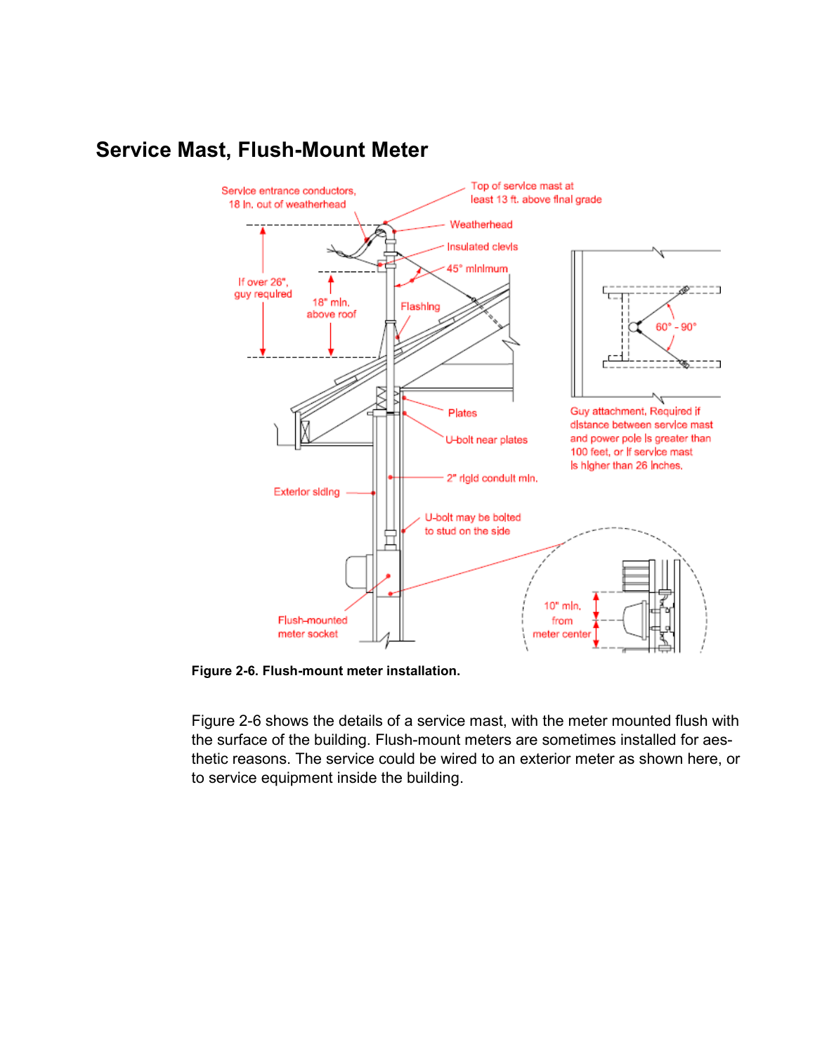## Service Mast, Flush-Mount Meter

**Figure 2-6. Flush-mount meter installation.**

Figure 2-6 shows the details of a service mast, with the meter mounted flush with the surface of the building. Flush-mount meters are sometimes installed for aesthetic reasons. The service could be wired to an exterior meter as shown here, or to service equipment inside the building.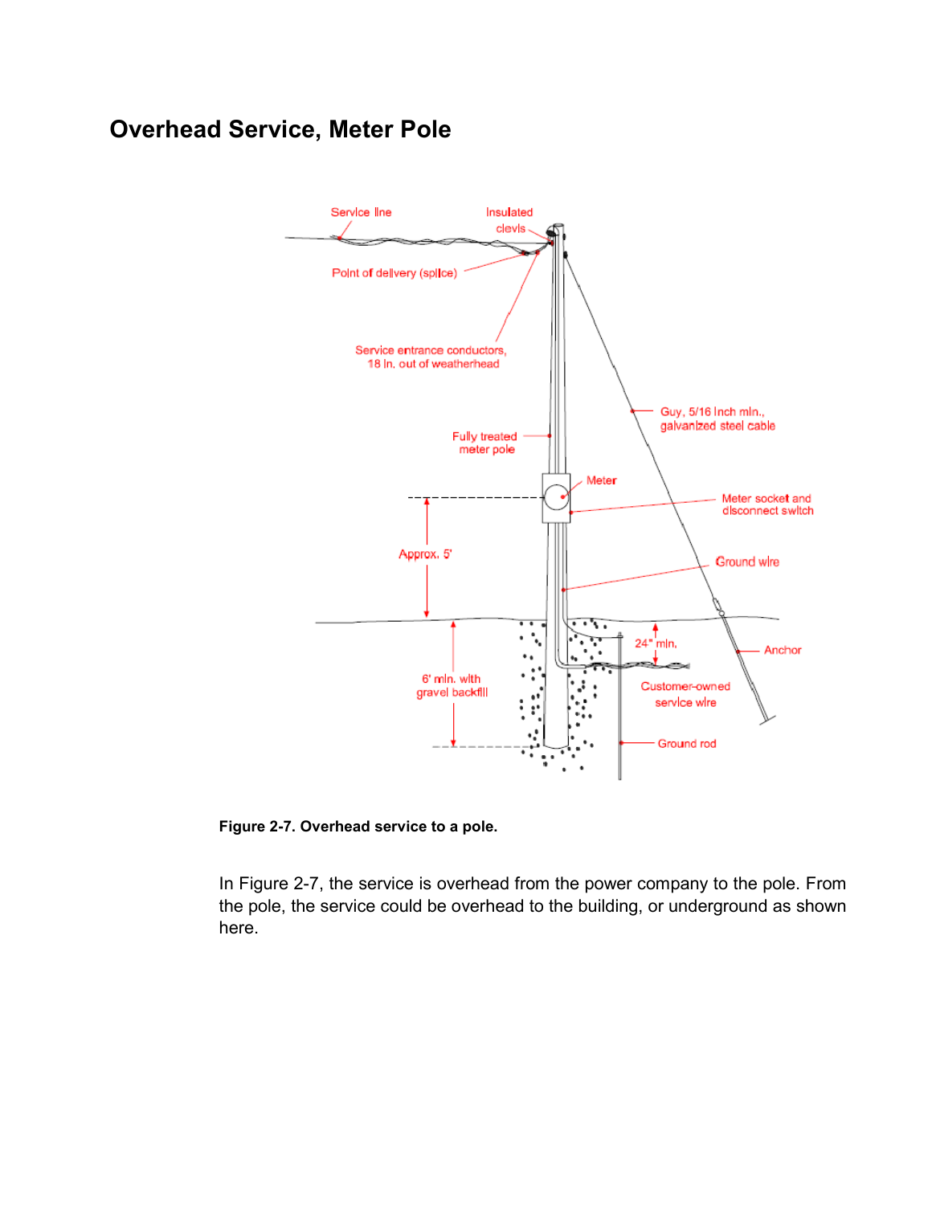## Overhead Service, Meter Pole

Service line

Insulated clevis

Point of delivery (splice)

Service entrance conductors, 18 in. out of weatherhead

Guy, 5/16 inch min., galvanized steel cable

Fully treated meter pole

Meter

Meter socket and disconnect switch

Approx. 5'

Ground wire

24" min.

Anchor

6' min. with gravel backfill

Customer-owned service wire

Ground rod

**Figure 2-7. Overhead service to a pole.**

In Figure 2-7, the service is overhead from the power company to the pole. From the pole, the service could be overhead to the building, or underground as shown here.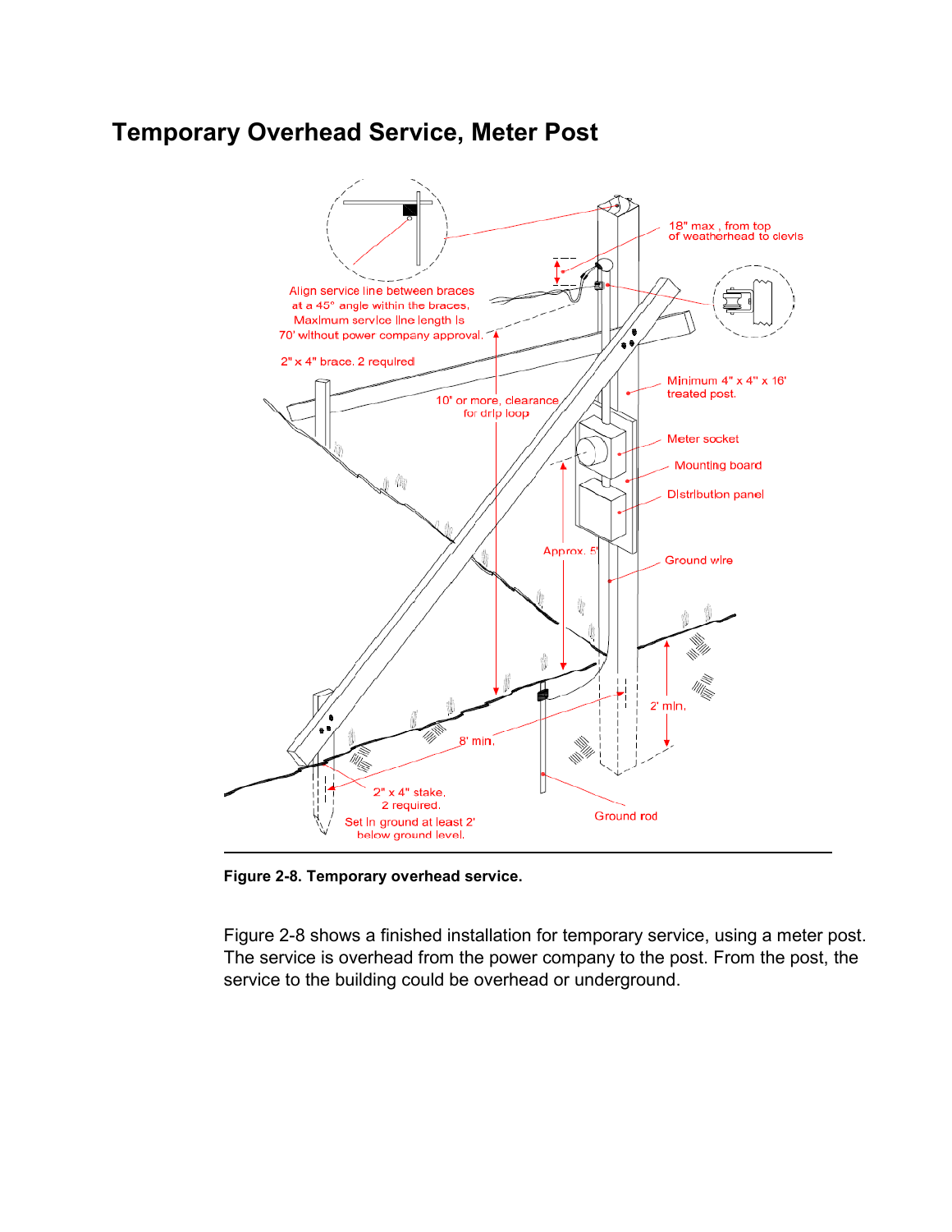## Temporary Overhead Service, Meter Post

**Figure 2-8. Temporary overhead service.**

Figure 2-8 shows a finished installation for temporary service, using a meter post. The service is overhead from the power company to the post. From the post, the service to the building could be overhead or underground.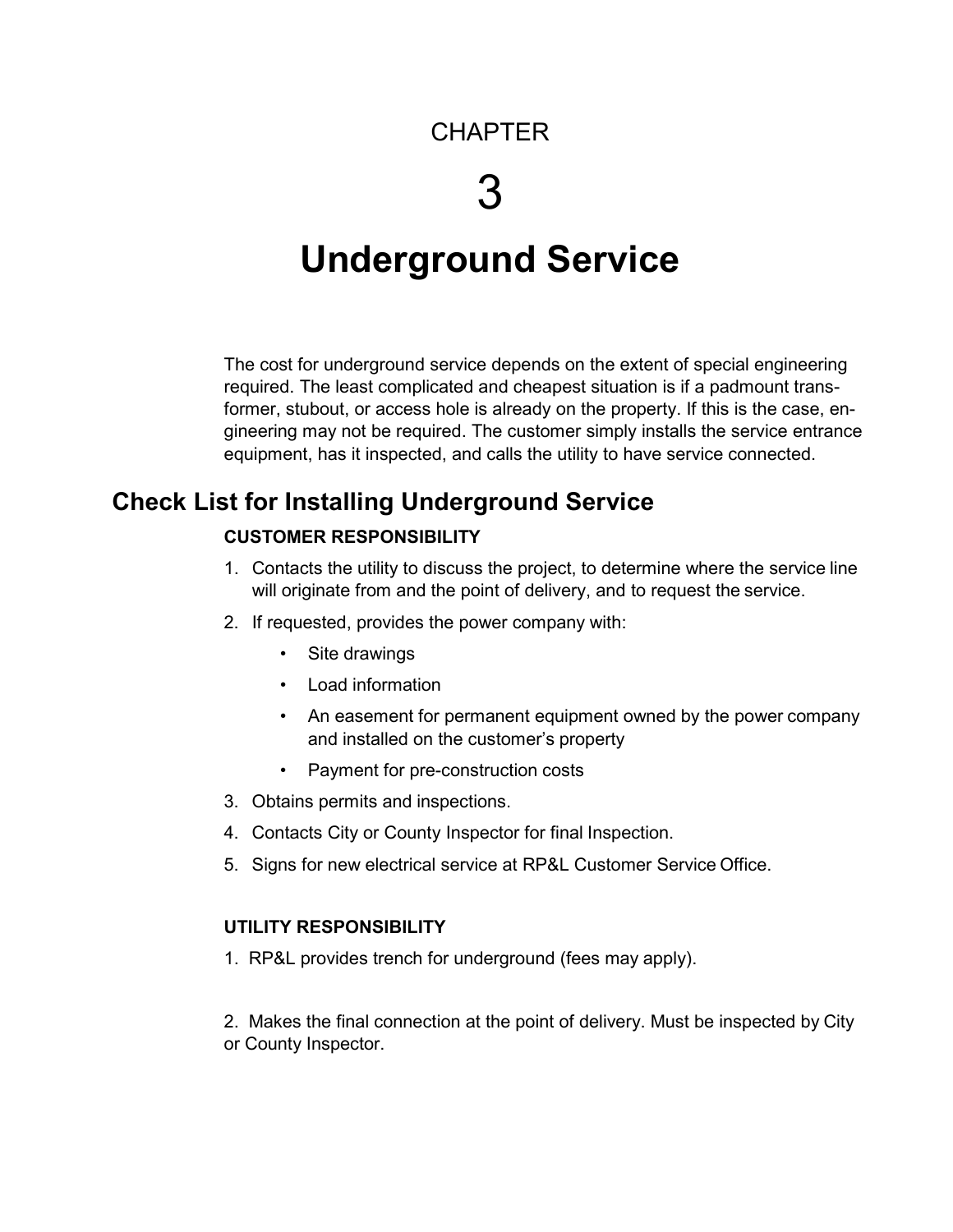# CHAPTER 3

# Underground Service

The cost for underground service depends on the extent of special engineering required. The least complicated and cheapest situation is if a padmount transformer, stubout, or access hole is already on the property. If this is the case, engineering may not be required. The customer simply installs the service entrance equipment, has it inspected, and calls the utility to have service connected.

## Check List for Installing Underground Service

**CUSTOMER RESPONSIBILITY**

1. Contacts the utility to discuss the project, to determine where the service line will originate from and the point of delivery, and to request the service.
2. If requested, provides the power company with:
   - Site drawings
   - Load information
   - An easement for permanent equipment owned by the power company and installed on the customer's property
   - Payment for pre-construction costs
3. Obtains permits and inspections.
4. Contacts City or County Inspector for final Inspection.
5. Signs for new electrical service at RP&L Customer Service Office.

**UTILITY RESPONSIBILITY**

1. RP&L provides trench for underground (fees may apply).

2. Makes the final connection at the point of delivery. Must be inspected by City or County Inspector.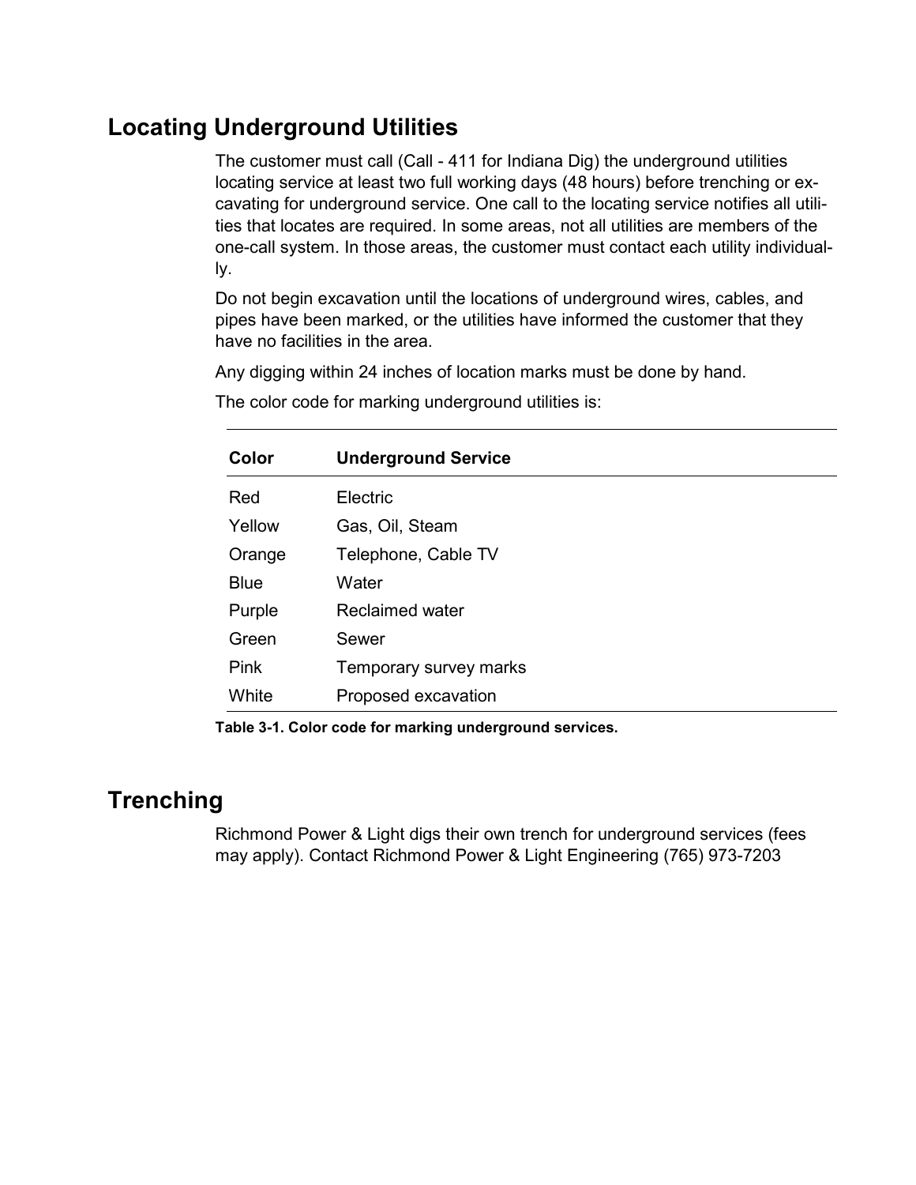## Locating Underground Utilities

The customer must call (Call - 411 for Indiana Dig) the underground utilities locating service at least two full working days (48 hours) before trenching or excavating for underground service. One call to the locating service notifies all utilities that locates are required. In some areas, not all utilities are members of the one-call system. In those areas, the customer must contact each utility individually.

Do not begin excavation until the locations of underground wires, cables, and pipes have been marked, or the utilities have informed the customer that they have no facilities in the area.

Any digging within 24 inches of location marks must be done by hand.

The color code for marking underground utilities is:

| Color | Underground Service |
|---|---|
| Red | Electric |
| Yellow | Gas, Oil, Steam |
| Orange | Telephone, Cable TV |
| Blue | Water |
| Purple | Reclaimed water |
| Green | Sewer |
| Pink | Temporary survey marks |
| White | Proposed excavation |

**Table 3-1. Color code for marking underground services.**

## Trenching

Richmond Power & Light digs their own trench for underground services (fees may apply). Contact Richmond Power & Light Engineering (765) 973-7203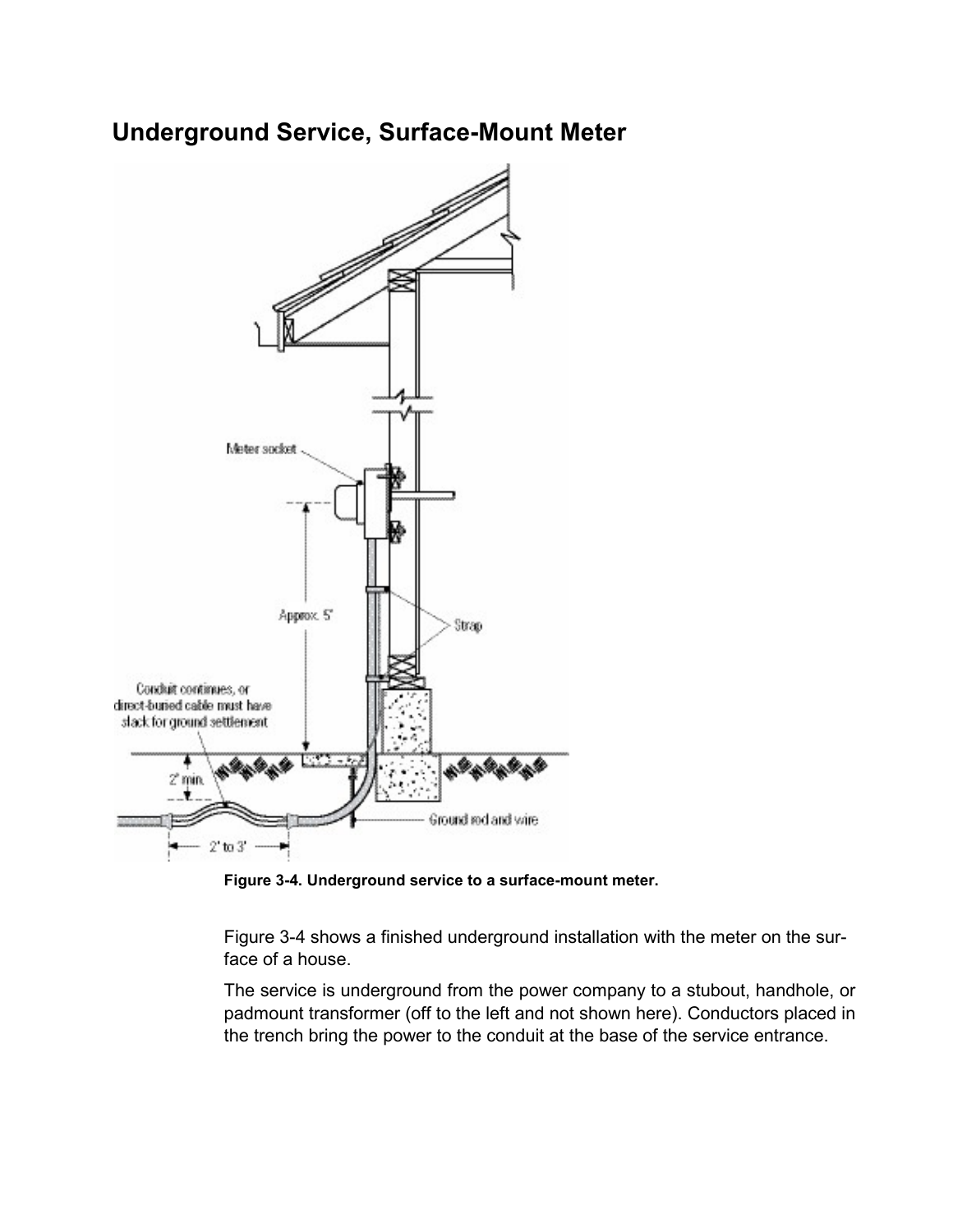## Underground Service, Surface-Mount Meter

**Figure 3-4. Underground service to a surface-mount meter.**

Figure 3-4 shows a finished underground installation with the meter on the surface of a house.

The service is underground from the power company to a stubout, handhole, or padmount transformer (off to the left and not shown here). Conductors placed in the trench bring the power to the conduit at the base of the service entrance.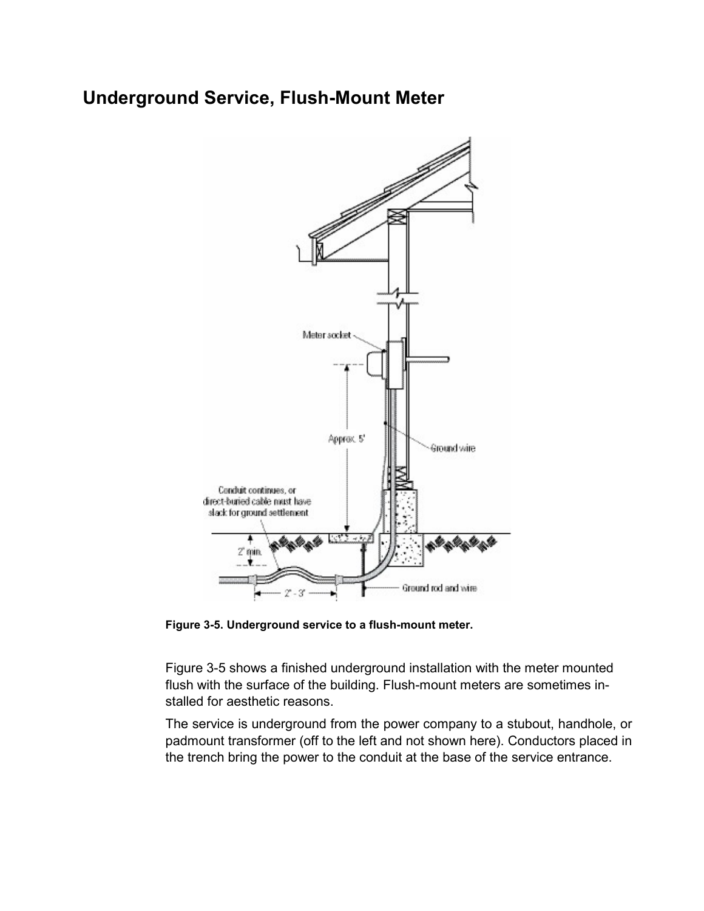## Underground Service, Flush-Mount Meter

**Figure 3-5. Underground service to a flush-mount meter.**

Figure 3-5 shows a finished underground installation with the meter mounted flush with the surface of the building. Flush-mount meters are sometimes installed for aesthetic reasons.

The service is underground from the power company to a stubout, handhole, or padmount transformer (off to the left and not shown here). Conductors placed in the trench bring the power to the conduit at the base of the service entrance.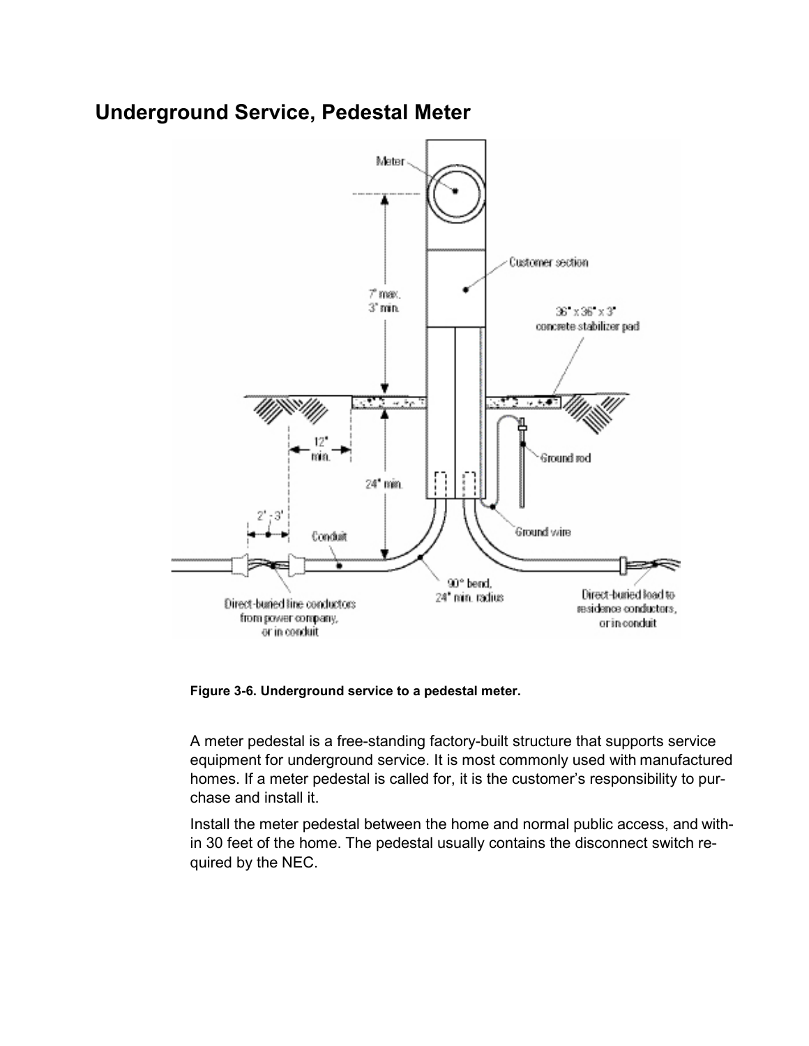## Underground Service, Pedestal Meter

**Figure 3-6. Underground service to a pedestal meter.**

A meter pedestal is a free-standing factory-built structure that supports service equipment for underground service. It is most commonly used with manufactured homes. If a meter pedestal is called for, it is the customer's responsibility to purchase and install it.

Install the meter pedestal between the home and normal public access, and within 30 feet of the home. The pedestal usually contains the disconnect switch required by the NEC.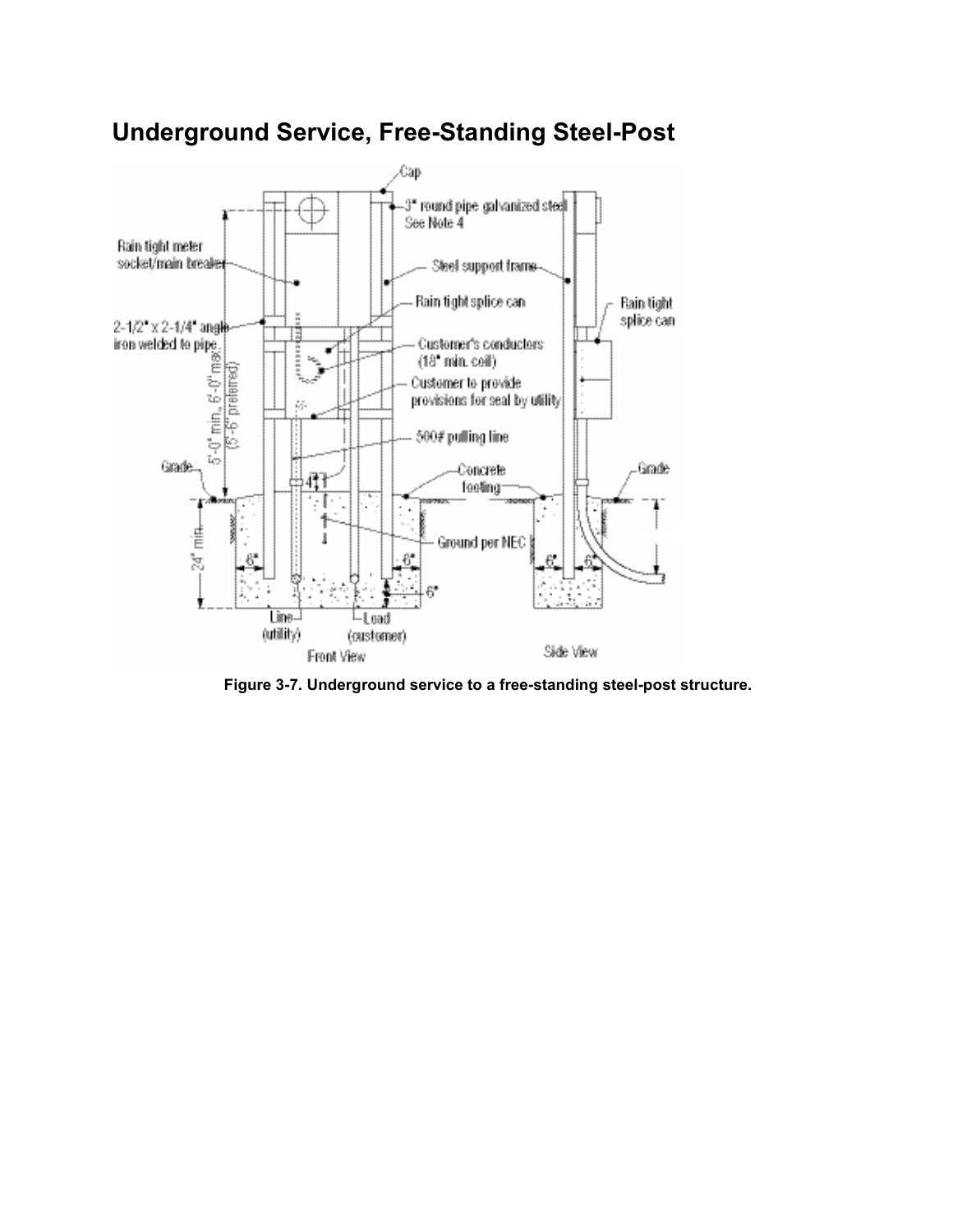## Underground Service, Free-Standing Steel-Post

**Figure 3-7. Underground service to a free-standing steel-post structure.**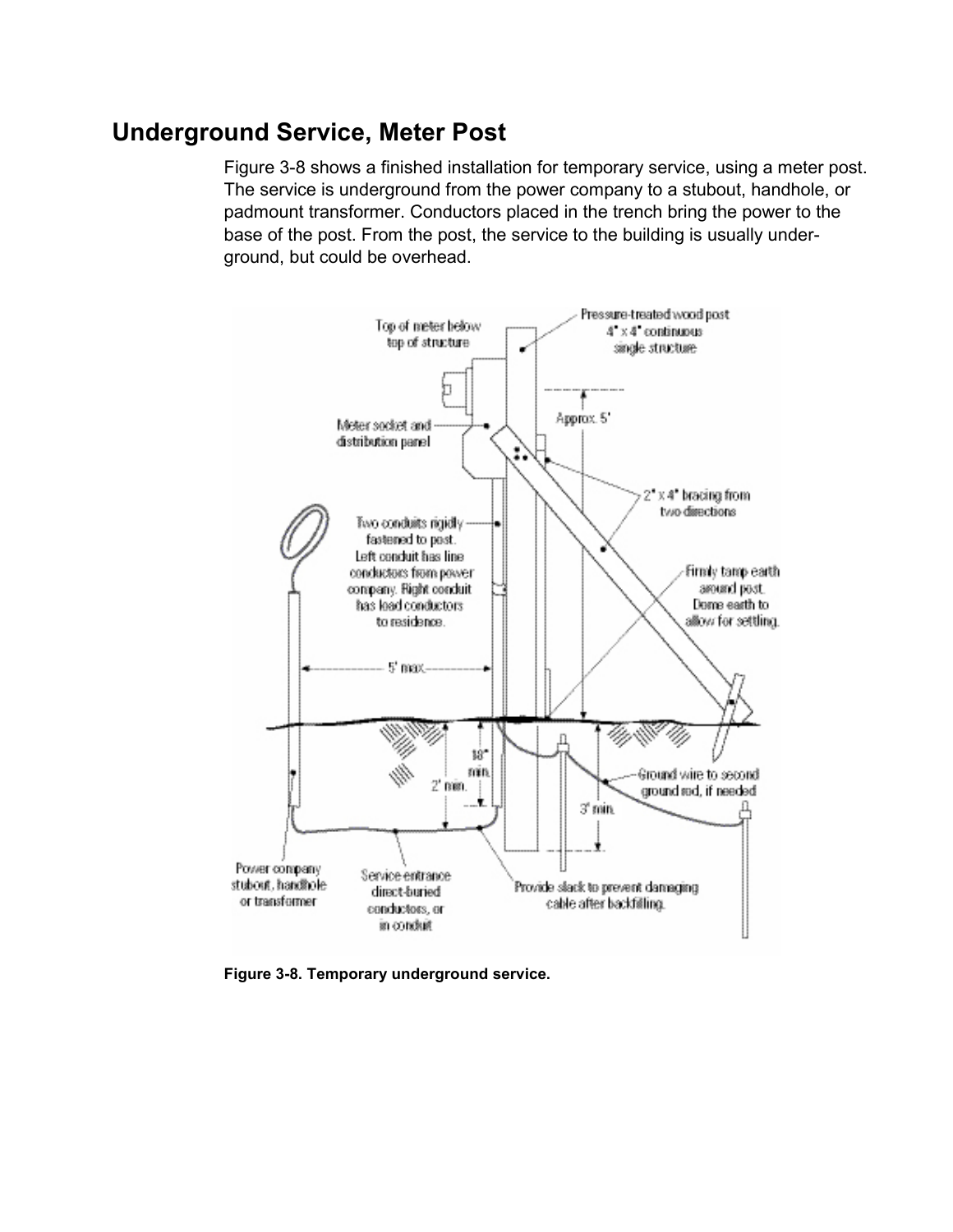## Underground Service, Meter Post

Figure 3-8 shows a finished installation for temporary service, using a meter post. The service is underground from the power company to a stubout, handhole, or padmount transformer. Conductors placed in the trench bring the power to the base of the post. From the post, the service to the building is usually underground, but could be overhead.

**Figure 3-8. Temporary underground service.**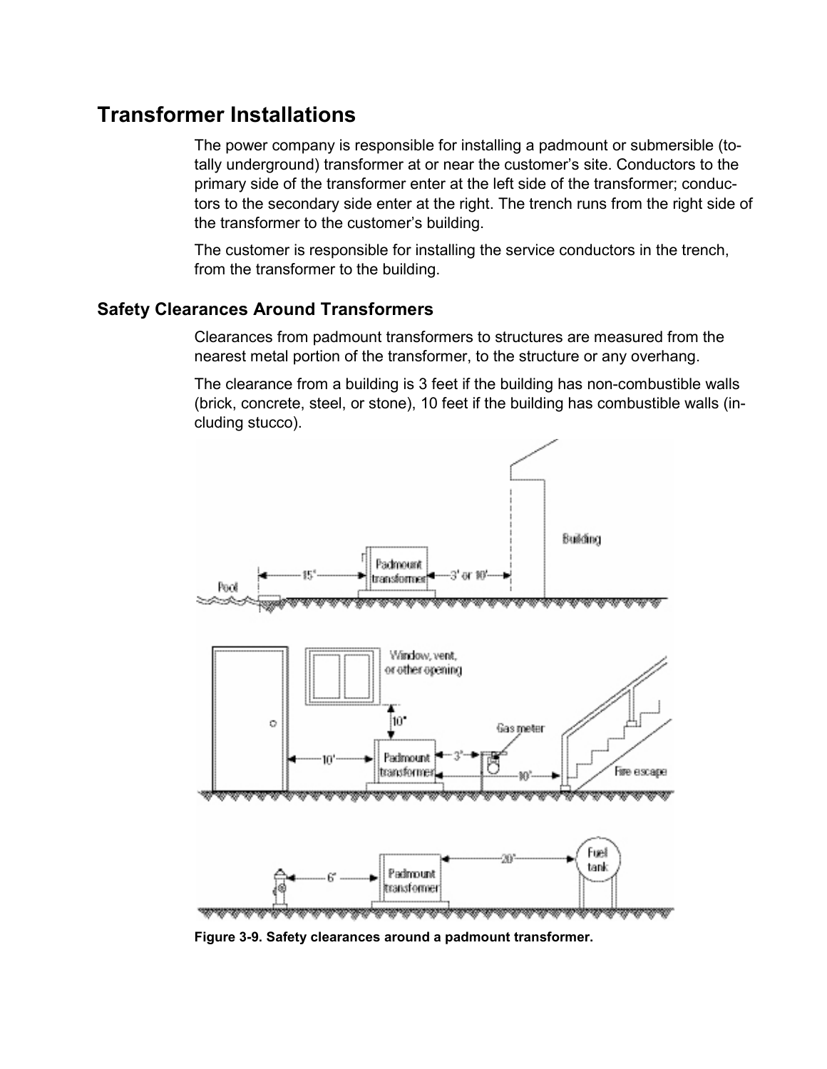# Transformer Installations

The power company is responsible for installing a padmount or submersible (totally underground) transformer at or near the customer's site. Conductors to the primary side of the transformer enter at the left side of the transformer; conductors to the secondary side enter at the right. The trench runs from the right side of the transformer to the customer's building.

The customer is responsible for installing the service conductors in the trench, from the transformer to the building.

## Safety Clearances Around Transformers

Clearances from padmount transformers to structures are measured from the nearest metal portion of the transformer, to the structure or any overhang.

The clearance from a building is 3 feet if the building has non-combustible walls (brick, concrete, steel, or stone), 10 feet if the building has combustible walls (including stucco).

**Figure 3-9. Safety clearances around a padmount transformer.**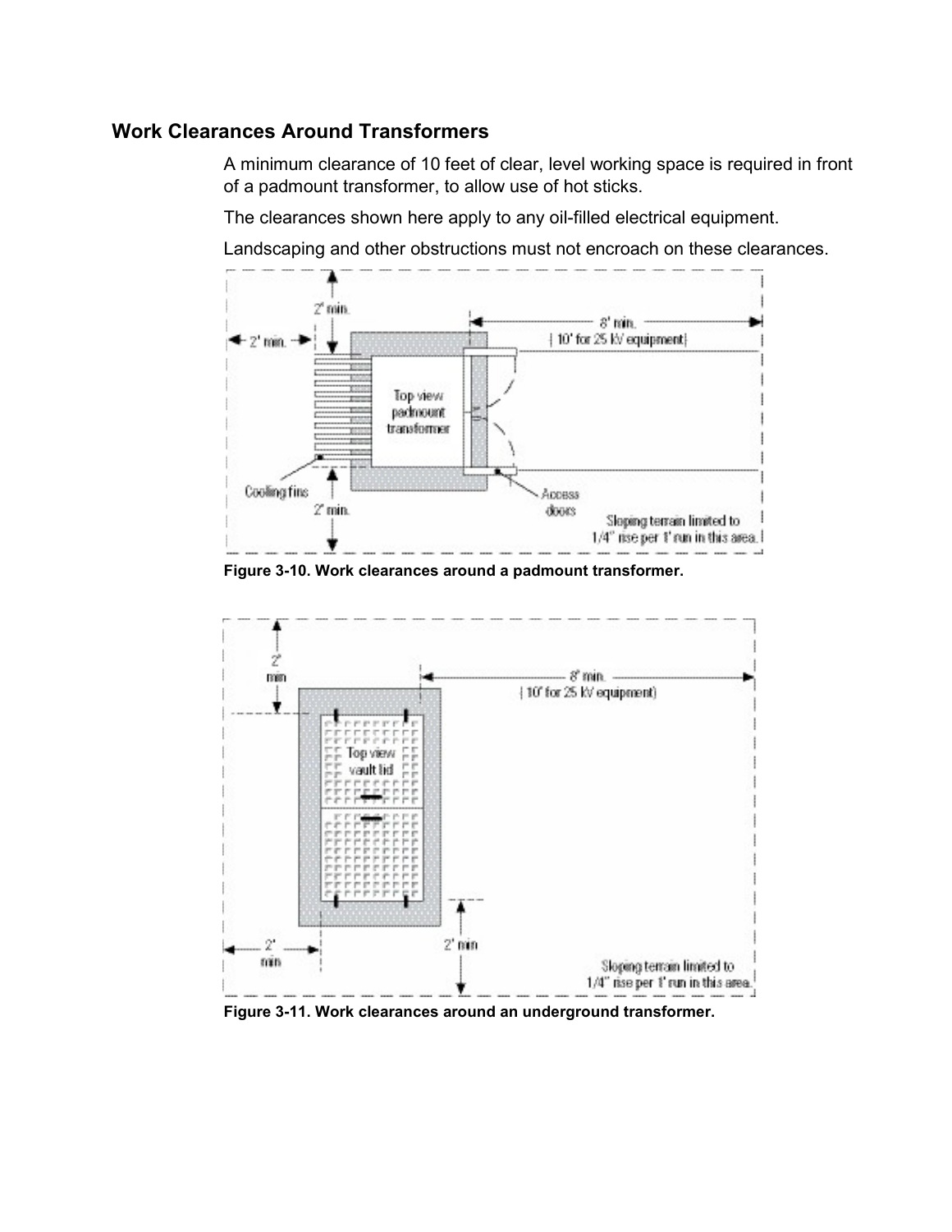## Work Clearances Around Transformers

A minimum clearance of 10 feet of clear, level working space is required in front of a padmount transformer, to allow use of hot sticks.

The clearances shown here apply to any oil-filled electrical equipment.

Landscaping and other obstructions must not encroach on these clearances.

Figure 3-10. Work clearances around a padmount transformer.

Figure 3-11. Work clearances around an underground transformer.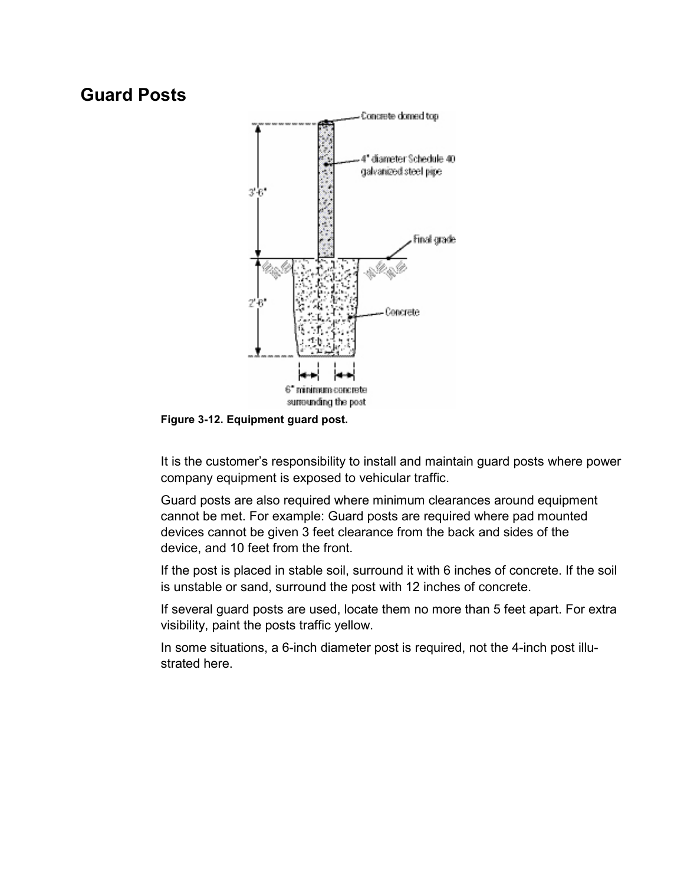## Guard Posts

Figure 3-12. Equipment guard post.

It is the customer's responsibility to install and maintain guard posts where power company equipment is exposed to vehicular traffic.

Guard posts are also required where minimum clearances around equipment cannot be met. For example: Guard posts are required where pad mounted devices cannot be given 3 feet clearance from the back and sides of the device, and 10 feet from the front.

If the post is placed in stable soil, surround it with 6 inches of concrete. If the soil is unstable or sand, surround the post with 12 inches of concrete.

If several guard posts are used, locate them no more than 5 feet apart. For extra visibility, paint the posts traffic yellow.

In some situations, a 6-inch diameter post is required, not the 4-inch post illustrated here.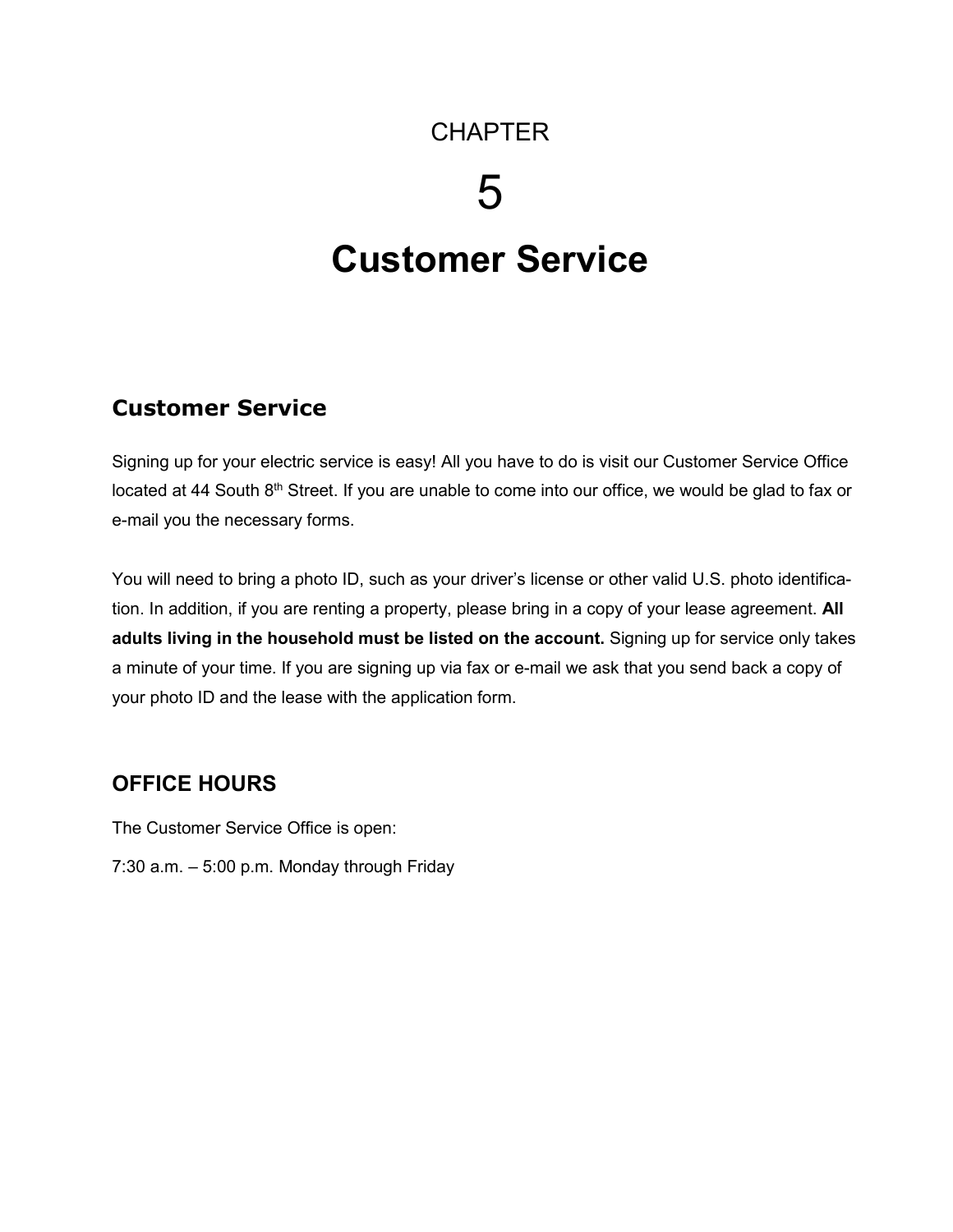# CHAPTER 5 Customer Service

## Customer Service

Signing up for your electric service is easy! All you have to do is visit our Customer Service Office located at 44 South 8th Street. If you are unable to come into our office, we would be glad to fax or e-mail you the necessary forms.

You will need to bring a photo ID, such as your driver's license or other valid U.S. photo identification. In addition, if you are renting a property, please bring in a copy of your lease agreement. **All adults living in the household must be listed on the account.** Signing up for service only takes a minute of your time. If you are signing up via fax or e-mail we ask that you send back a copy of your photo ID and the lease with the application form.

## OFFICE HOURS

The Customer Service Office is open:

7:30 a.m. – 5:00 p.m. Monday through Friday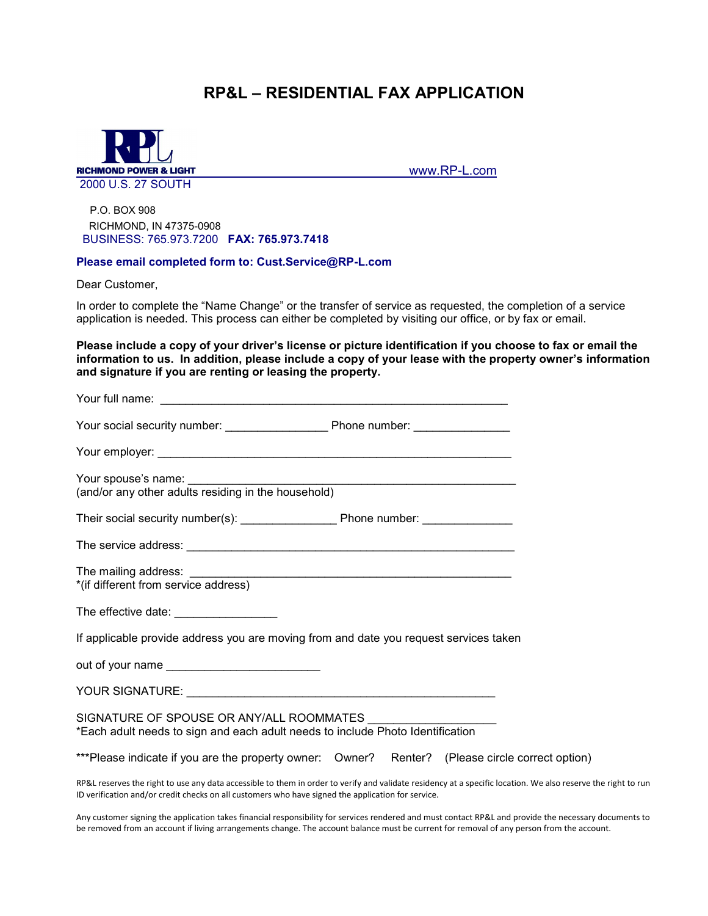# RP&L – RESIDENTIAL FAX APPLICATION

RICHMOND POWER & LIGHT www.RP-L.com

2000 U.S. 27 SOUTH

P.O. BOX 908

RICHMOND, IN 47375-0908

BUSINESS: 765.973.7200 **FAX: 765.973.7418**

**Please email completed form to: Cust.Service@RP-L.com**

Dear Customer,

In order to complete the "Name Change" or the transfer of service as requested, the completion of a service application is needed. This process can either be completed by visiting our office, or by fax or email.

**Please include a copy of your driver's license or picture identification if you choose to fax or email the information to us. In addition, please include a copy of your lease with the property owner's information and signature if you are renting or leasing the property.**

Your full name: _______________________________________________________

Your social security number: ________________ Phone number: _______________

Your employer: ________________________________________________________

Your spouse's name: ___________________________________________________
(and/or any other adults residing in the household)

Their social security number(s): _______________ Phone number: ______________

The service address: ____________________________________________________

The mailing address: ___________________________________________________
*(if different from service address)

The effective date: ________________

If applicable provide address you are moving from and date you request services taken

out of your name ________________________

YOUR SIGNATURE: _______________________________________________

SIGNATURE OF SPOUSE OR ANY/ALL ROOMMATES ___________________
*Each adult needs to sign and each adult needs to include Photo Identification

***Please indicate if you are the property owner: Owner? Renter? (Please circle correct option)

RP&L reserves the right to use any data accessible to them in order to verify and validate residency at a specific location. We also reserve the right to run ID verification and/or credit checks on all customers who have signed the application for service.

Any customer signing the application takes financial responsibility for services rendered and must contact RP&L and provide the necessary documents to be removed from an account if living arrangements change. The account balance must be current for removal of any person from the account.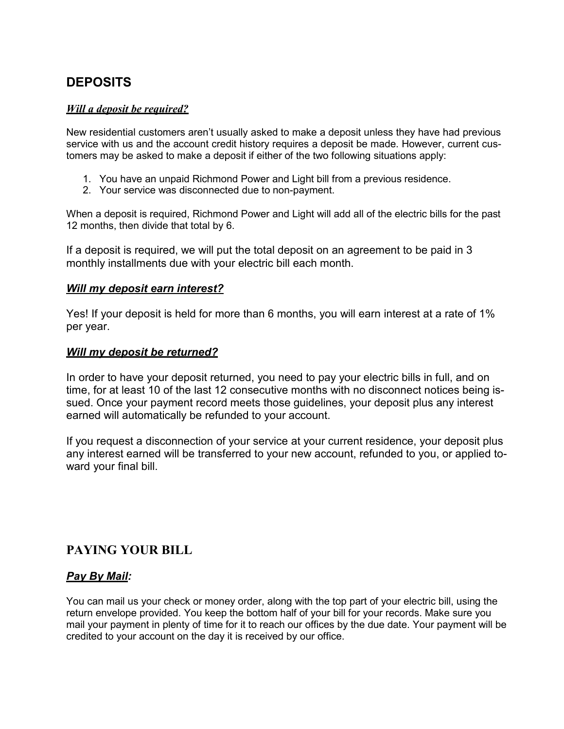## DEPOSITS

### *Will a deposit be required?*

New residential customers aren't usually asked to make a deposit unless they have had previous service with us and the account credit history requires a deposit be made. However, current customers may be asked to make a deposit if either of the two following situations apply:

1. You have an unpaid Richmond Power and Light bill from a previous residence.
2. Your service was disconnected due to non-payment.

When a deposit is required, Richmond Power and Light will add all of the electric bills for the past 12 months, then divide that total by 6.

If a deposit is required, we will put the total deposit on an agreement to be paid in 3 monthly installments due with your electric bill each month.

### *Will my deposit earn interest?*

Yes! If your deposit is held for more than 6 months, you will earn interest at a rate of 1% per year.

### *Will my deposit be returned?*

In order to have your deposit returned, you need to pay your electric bills in full, and on time, for at least 10 of the last 12 consecutive months with no disconnect notices being issued. Once your payment record meets those guidelines, your deposit plus any interest earned will automatically be refunded to your account.

If you request a disconnection of your service at your current residence, your deposit plus any interest earned will be transferred to your new account, refunded to you, or applied toward your final bill.

## PAYING YOUR BILL

### *Pay By Mail:*

You can mail us your check or money order, along with the top part of your electric bill, using the return envelope provided. You keep the bottom half of your bill for your records. Make sure you mail your payment in plenty of time for it to reach our offices by the due date. Your payment will be credited to your account on the day it is received by our office.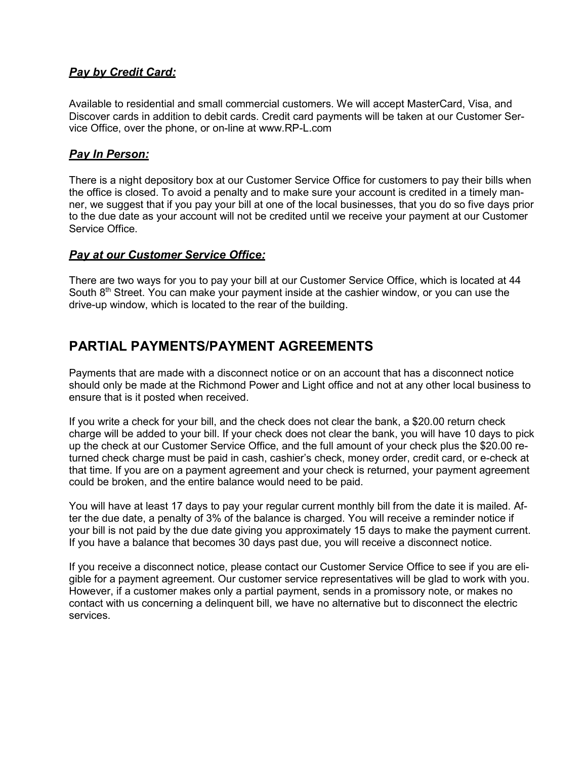***Pay by Credit Card:***

Available to residential and small commercial customers. We will accept MasterCard, Visa, and Discover cards in addition to debit cards. Credit card payments will be taken at our Customer Service Office, over the phone, or on-line at www.RP-L.com

***Pay In Person:***

There is a night depository box at our Customer Service Office for customers to pay their bills when the office is closed. To avoid a penalty and to make sure your account is credited in a timely manner, we suggest that if you pay your bill at one of the local businesses, that you do so five days prior to the due date as your account will not be credited until we receive your payment at our Customer Service Office.

***Pay at our Customer Service Office:***

There are two ways for you to pay your bill at our Customer Service Office, which is located at 44 South 8th Street. You can make your payment inside at the cashier window, or you can use the drive-up window, which is located to the rear of the building.

## PARTIAL PAYMENTS/PAYMENT AGREEMENTS

Payments that are made with a disconnect notice or on an account that has a disconnect notice should only be made at the Richmond Power and Light office and not at any other local business to ensure that is it posted when received.

If you write a check for your bill, and the check does not clear the bank, a $20.00 return check charge will be added to your bill. If your check does not clear the bank, you will have 10 days to pick up the check at our Customer Service Office, and the full amount of your check plus the $20.00 returned check charge must be paid in cash, cashier's check, money order, credit card, or e-check at that time. If you are on a payment agreement and your check is returned, your payment agreement could be broken, and the entire balance would need to be paid.

You will have at least 17 days to pay your regular current monthly bill from the date it is mailed. After the due date, a penalty of 3% of the balance is charged. You will receive a reminder notice if your bill is not paid by the due date giving you approximately 15 days to make the payment current. If you have a balance that becomes 30 days past due, you will receive a disconnect notice.

If you receive a disconnect notice, please contact our Customer Service Office to see if you are eligible for a payment agreement. Our customer service representatives will be glad to work with you. However, if a customer makes only a partial payment, sends in a promissory note, or makes no contact with us concerning a delinquent bill, we have no alternative but to disconnect the electric services.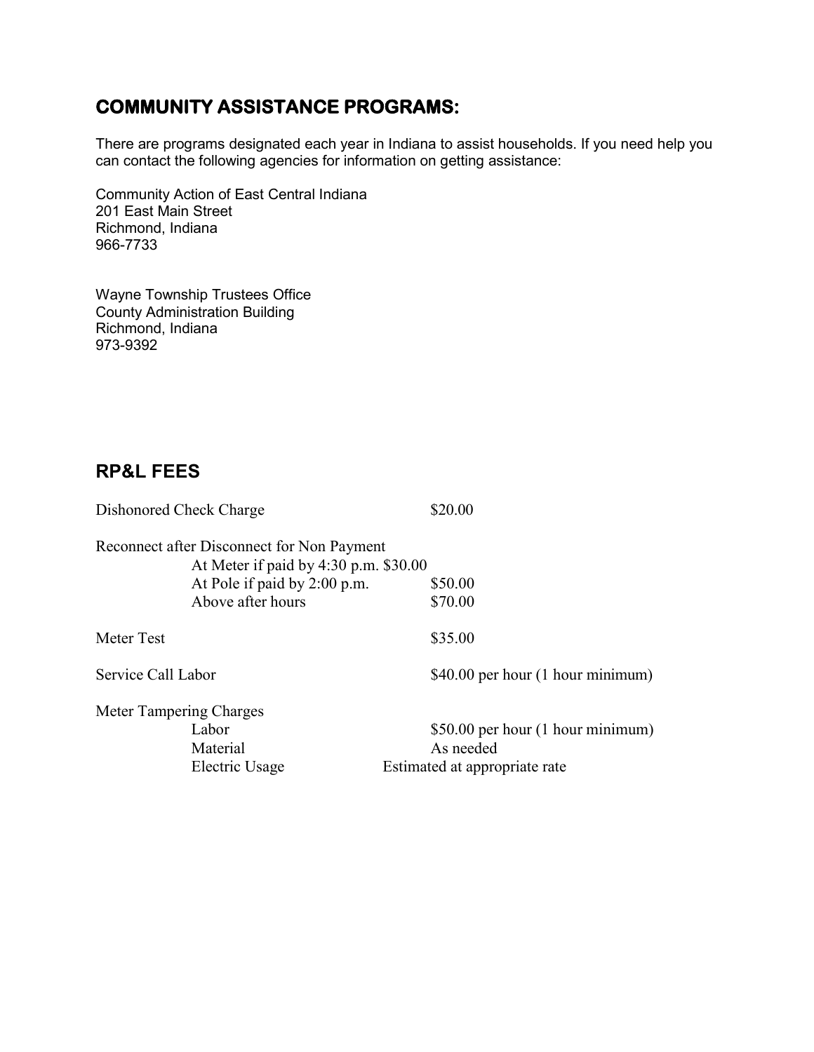## COMMUNITY ASSISTANCE PROGRAMS:

There are programs designated each year in Indiana to assist households. If you need help you can contact the following agencies for information on getting assistance:

Community Action of East Central Indiana
201 East Main Street
Richmond, Indiana
966-7733

Wayne Township Trustees Office
County Administration Building
Richmond, Indiana
973-9392

## RP&L FEES

| | |
|---|---|
| Dishonored Check Charge | $20.00 |
| Reconnect after Disconnect for Non Payment | |
| At Meter if paid by 4:30 p.m. | $30.00 |
| At Pole if paid by 2:00 p.m. | $50.00 |
| Above after hours | $70.00 |
| Meter Test | $35.00 |
| Service Call Labor | $40.00 per hour (1 hour minimum) |
| Meter Tampering Charges | |
| Labor | $50.00 per hour (1 hour minimum) |
| Material | As needed |
| Electric Usage | Estimated at appropriate rate |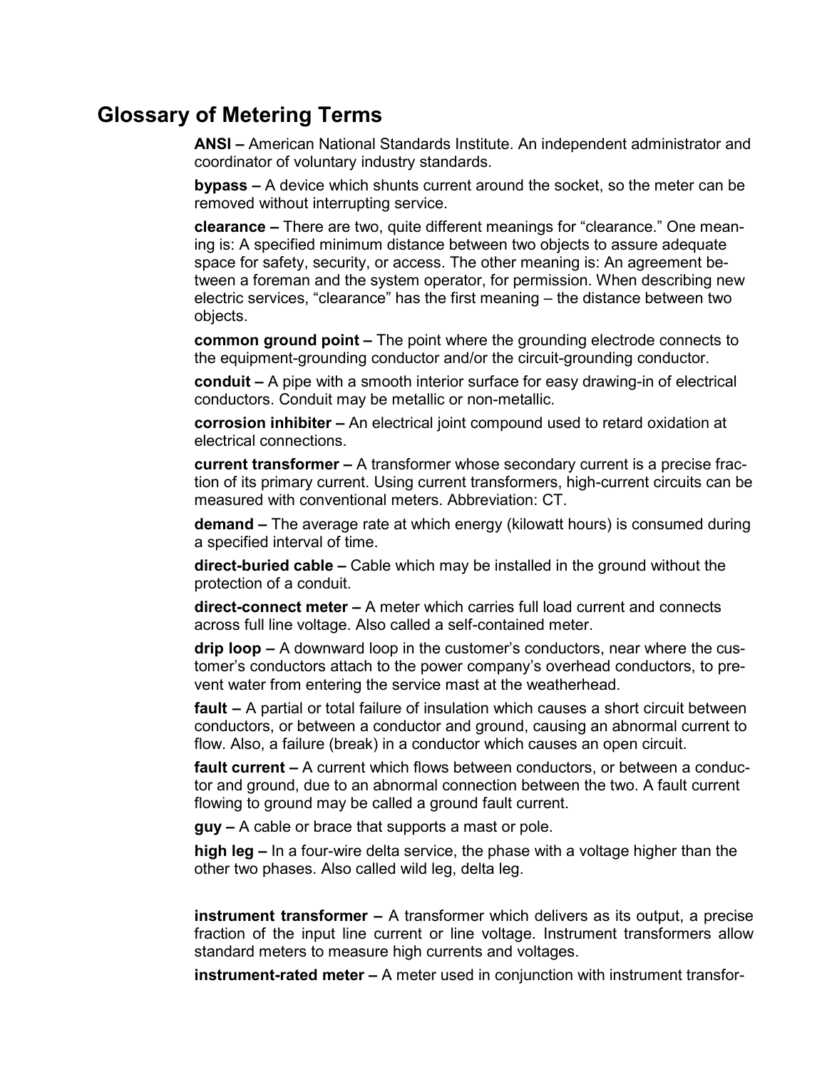## Glossary of Metering Terms

**ANSI –** American National Standards Institute. An independent administrator and coordinator of voluntary industry standards.

**bypass –** A device which shunts current around the socket, so the meter can be removed without interrupting service.

**clearance –** There are two, quite different meanings for "clearance." One meaning is: A specified minimum distance between two objects to assure adequate space for safety, security, or access. The other meaning is: An agreement between a foreman and the system operator, for permission. When describing new electric services, "clearance" has the first meaning – the distance between two objects.

**common ground point –** The point where the grounding electrode connects to the equipment-grounding conductor and/or the circuit-grounding conductor.

**conduit –** A pipe with a smooth interior surface for easy drawing-in of electrical conductors. Conduit may be metallic or non-metallic.

**corrosion inhibiter –** An electrical joint compound used to retard oxidation at electrical connections.

**current transformer –** A transformer whose secondary current is a precise fraction of its primary current. Using current transformers, high-current circuits can be measured with conventional meters. Abbreviation: CT.

**demand –** The average rate at which energy (kilowatt hours) is consumed during a specified interval of time.

**direct-buried cable –** Cable which may be installed in the ground without the protection of a conduit.

**direct-connect meter –** A meter which carries full load current and connects across full line voltage. Also called a self-contained meter.

**drip loop –** A downward loop in the customer's conductors, near where the customer's conductors attach to the power company's overhead conductors, to prevent water from entering the service mast at the weatherhead.

**fault –** A partial or total failure of insulation which causes a short circuit between conductors, or between a conductor and ground, causing an abnormal current to flow. Also, a failure (break) in a conductor which causes an open circuit.

**fault current –** A current which flows between conductors, or between a conductor and ground, due to an abnormal connection between the two. A fault current flowing to ground may be called a ground fault current.

**guy –** A cable or brace that supports a mast or pole.

**high leg –** In a four-wire delta service, the phase with a voltage higher than the other two phases. Also called wild leg, delta leg.

**instrument transformer –** A transformer which delivers as its output, a precise fraction of the input line current or line voltage. Instrument transformers allow standard meters to measure high currents and voltages.

**instrument-rated meter –** A meter used in conjunction with instrument transfor-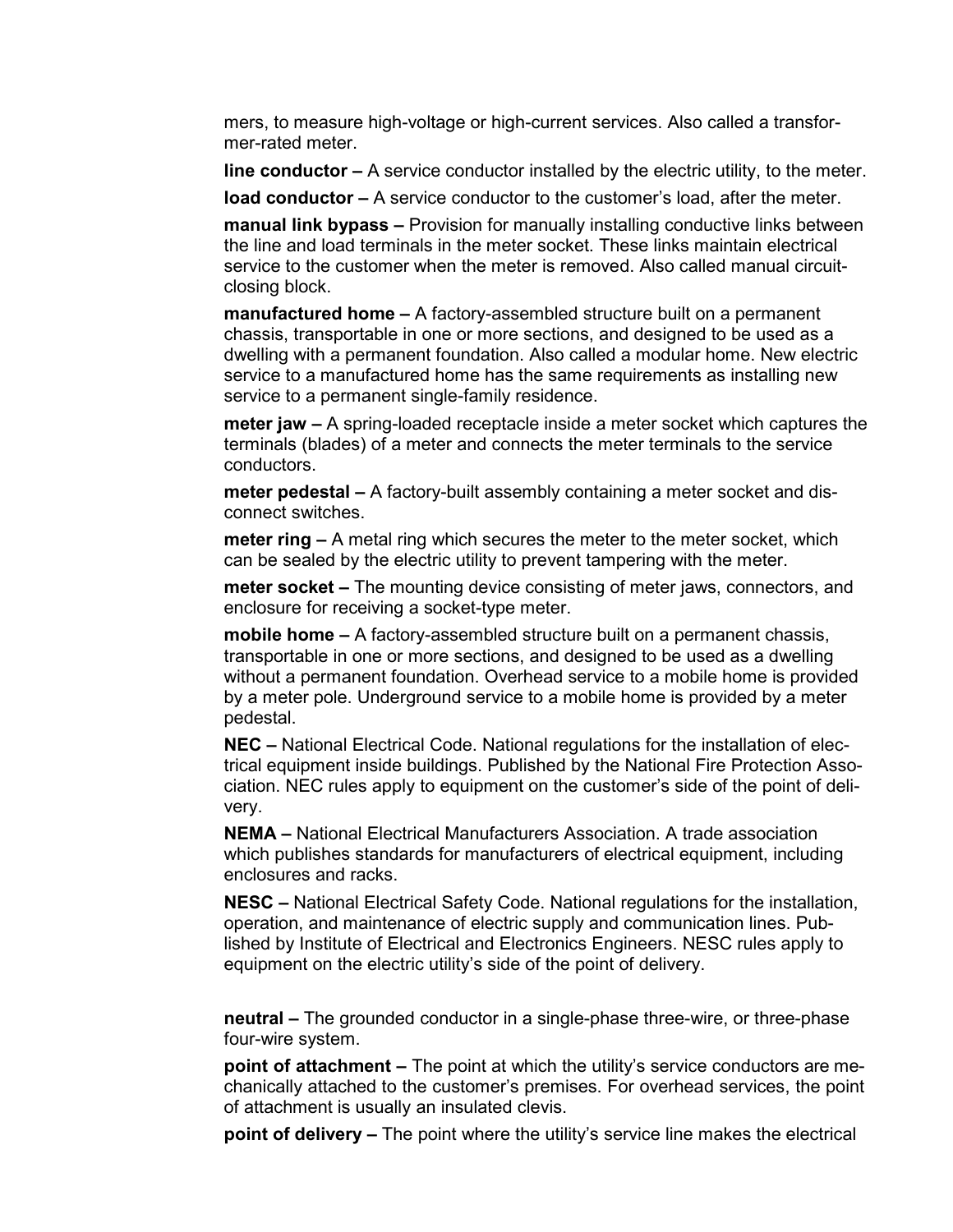mers, to measure high-voltage or high-current services. Also called a transformer-rated meter.

**line conductor –** A service conductor installed by the electric utility, to the meter.

**load conductor –** A service conductor to the customer's load, after the meter.

**manual link bypass –** Provision for manually installing conductive links between the line and load terminals in the meter socket. These links maintain electrical service to the customer when the meter is removed. Also called manual circuit-closing block.

**manufactured home –** A factory-assembled structure built on a permanent chassis, transportable in one or more sections, and designed to be used as a dwelling with a permanent foundation. Also called a modular home. New electric service to a manufactured home has the same requirements as installing new service to a permanent single-family residence.

**meter jaw –** A spring-loaded receptacle inside a meter socket which captures the terminals (blades) of a meter and connects the meter terminals to the service conductors.

**meter pedestal –** A factory-built assembly containing a meter socket and disconnect switches.

**meter ring –** A metal ring which secures the meter to the meter socket, which can be sealed by the electric utility to prevent tampering with the meter.

**meter socket –** The mounting device consisting of meter jaws, connectors, and enclosure for receiving a socket-type meter.

**mobile home –** A factory-assembled structure built on a permanent chassis, transportable in one or more sections, and designed to be used as a dwelling without a permanent foundation. Overhead service to a mobile home is provided by a meter pole. Underground service to a mobile home is provided by a meter pedestal.

**NEC –** National Electrical Code. National regulations for the installation of electrical equipment inside buildings. Published by the National Fire Protection Association. NEC rules apply to equipment on the customer's side of the point of delivery.

**NEMA –** National Electrical Manufacturers Association. A trade association which publishes standards for manufacturers of electrical equipment, including enclosures and racks.

**NESC –** National Electrical Safety Code. National regulations for the installation, operation, and maintenance of electric supply and communication lines. Published by Institute of Electrical and Electronics Engineers. NESC rules apply to equipment on the electric utility's side of the point of delivery.

**neutral –** The grounded conductor in a single-phase three-wire, or three-phase four-wire system.

**point of attachment –** The point at which the utility's service conductors are mechanically attached to the customer's premises. For overhead services, the point of attachment is usually an insulated clevis.

**point of delivery –** The point where the utility's service line makes the electrical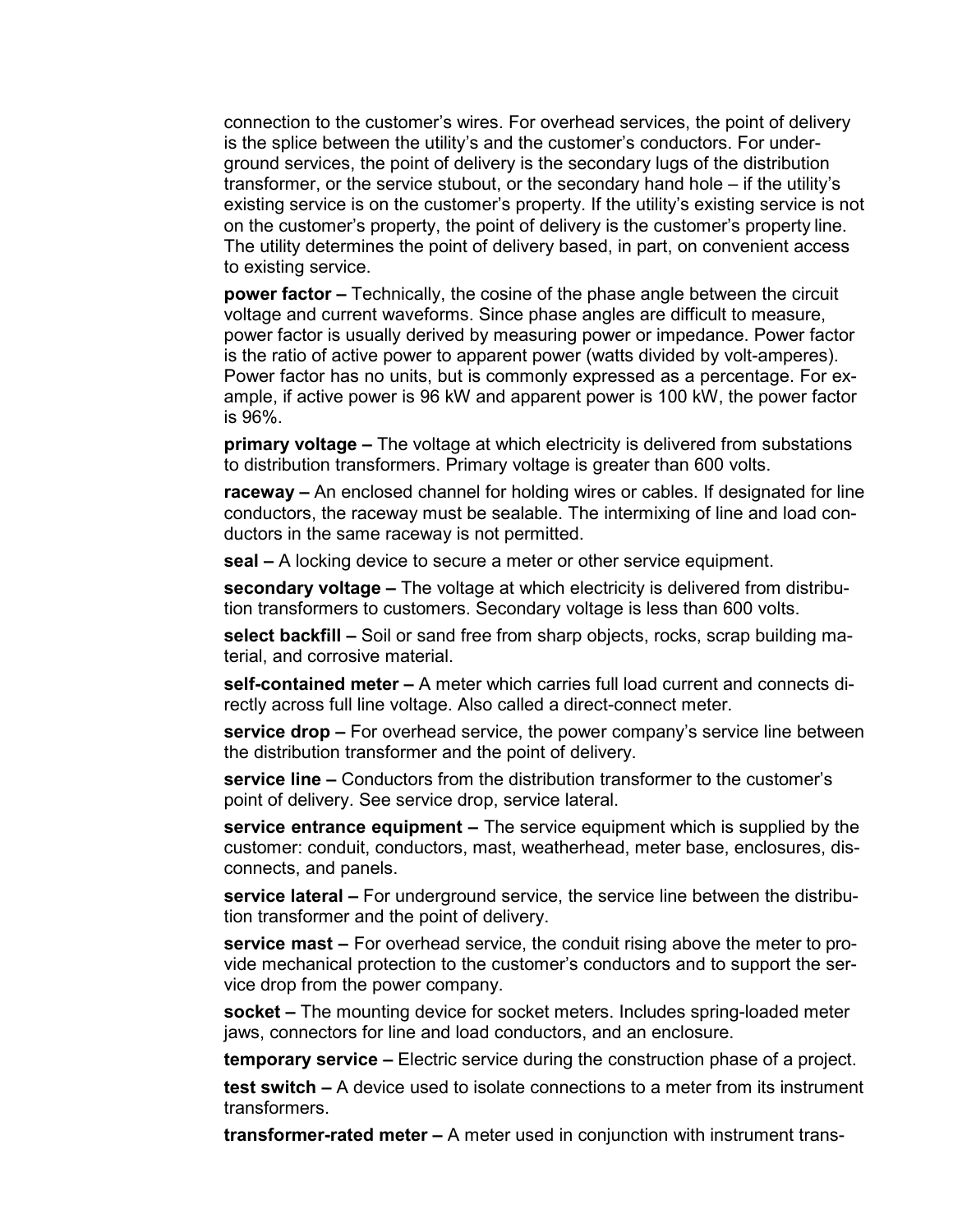connection to the customer's wires. For overhead services, the point of delivery is the splice between the utility's and the customer's conductors. For underground services, the point of delivery is the secondary lugs of the distribution transformer, or the service stubout, or the secondary hand hole – if the utility's existing service is on the customer's property. If the utility's existing service is not on the customer's property, the point of delivery is the customer's property line. The utility determines the point of delivery based, in part, on convenient access to existing service.

**power factor –** Technically, the cosine of the phase angle between the circuit voltage and current waveforms. Since phase angles are difficult to measure, power factor is usually derived by measuring power or impedance. Power factor is the ratio of active power to apparent power (watts divided by volt-amperes). Power factor has no units, but is commonly expressed as a percentage. For example, if active power is 96 kW and apparent power is 100 kW, the power factor is 96%.

**primary voltage –** The voltage at which electricity is delivered from substations to distribution transformers. Primary voltage is greater than 600 volts.

**raceway –** An enclosed channel for holding wires or cables. If designated for line conductors, the raceway must be sealable. The intermixing of line and load conductors in the same raceway is not permitted.

**seal –** A locking device to secure a meter or other service equipment.

**secondary voltage –** The voltage at which electricity is delivered from distribution transformers to customers. Secondary voltage is less than 600 volts.

**select backfill –** Soil or sand free from sharp objects, rocks, scrap building material, and corrosive material.

**self-contained meter –** A meter which carries full load current and connects directly across full line voltage. Also called a direct-connect meter.

**service drop –** For overhead service, the power company's service line between the distribution transformer and the point of delivery.

**service line –** Conductors from the distribution transformer to the customer's point of delivery. See service drop, service lateral.

**service entrance equipment –** The service equipment which is supplied by the customer: conduit, conductors, mast, weatherhead, meter base, enclosures, disconnects, and panels.

**service lateral –** For underground service, the service line between the distribution transformer and the point of delivery.

**service mast –** For overhead service, the conduit rising above the meter to provide mechanical protection to the customer's conductors and to support the service drop from the power company.

**socket –** The mounting device for socket meters. Includes spring-loaded meter jaws, connectors for line and load conductors, and an enclosure.

**temporary service –** Electric service during the construction phase of a project.

**test switch –** A device used to isolate connections to a meter from its instrument transformers.

**transformer-rated meter –** A meter used in conjunction with instrument trans-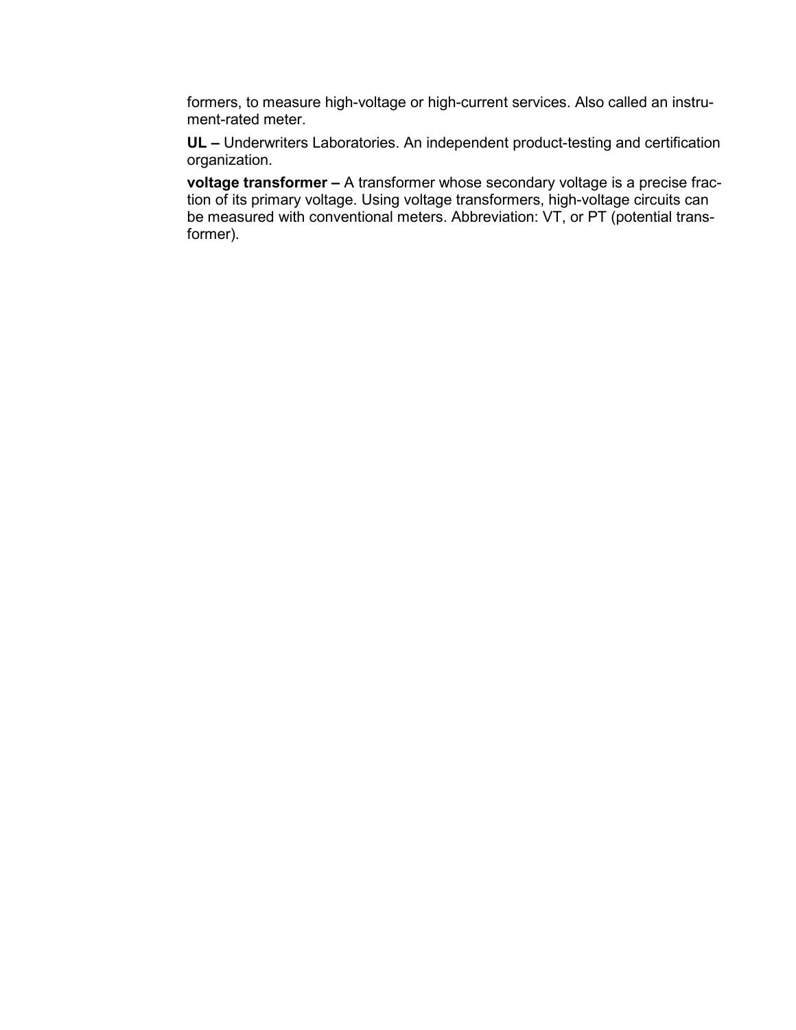formers, to measure high-voltage or high-current services. Also called an instrument-rated meter.

**UL –** Underwriters Laboratories. An independent product-testing and certification organization.

**voltage transformer –** A transformer whose secondary voltage is a precise fraction of its primary voltage. Using voltage transformers, high-voltage circuits can be measured with conventional meters. Abbreviation: VT, or PT (potential transformer).